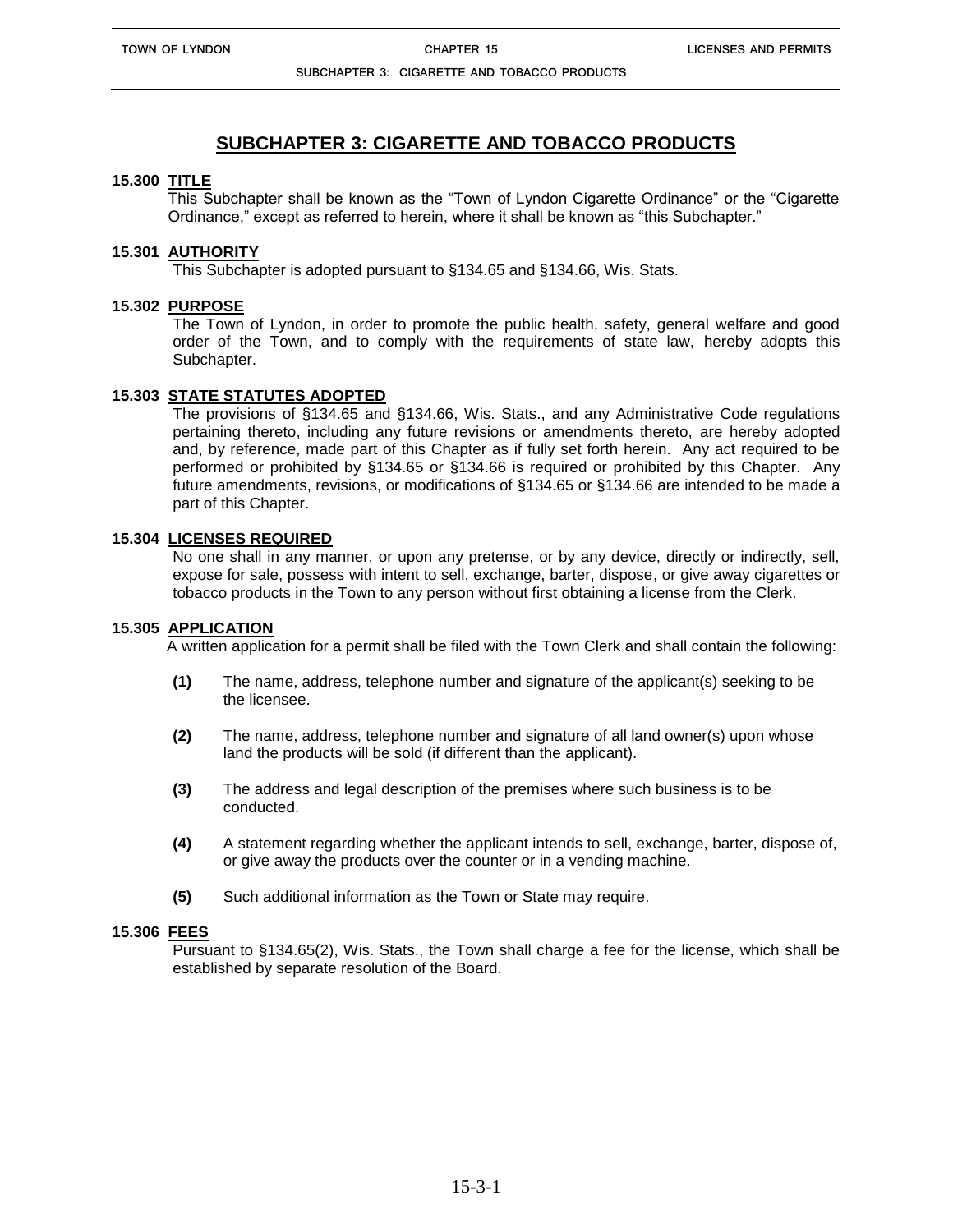# SUBCHAPTER 3: CIGARETTE AND TOBACCO PRODUCTS

## 15.300 TITLE

This Subchapter shall be known as the "Town of Lyndon Cigarette Ordinance" or the "Cigarette Ordinance," except as referred to herein, where it shall be known as "this Subchapter."

## 15.301 AUTHORITY

This Subchapter is adopted pursuant to §134.65 and §134.66, Wis. Stats.

## 15.302 PURPOSE

The Town of Lyndon, in order to promote the public health, safety, general welfare and good order of the Town, and to comply with the requirements of state law, hereby adopts this Subchapter.

## 15.303 STATE STATUTES ADOPTED

The provisions of §134.65 and §134.66, Wis. Stats., and any Administrative Code regulations pertaining thereto, including any future revisions or amendments thereto, are hereby adopted and, by reference, made part of this Chapter as if fully set forth herein. Any act required to be performed or prohibited by §134.65 or §134.66 is required or prohibited by this Chapter. Any future amendments, revisions, or modifications of §134.65 or §134.66 are intended to be made a part of this Chapter.

## 15.304 LICENSES REQUIRED

No one shall in any manner, or upon any pretense, or by any device, directly or indirectly, sell, expose for sale, possess with intent to sell, exchange, barter, dispose, or give away cigarettes or tobacco products in the Town to any person without first obtaining a license from the Clerk.

## 15.305 APPLICATION

A written application for a permit shall be filed with the Town Clerk and shall contain the following:

**(1)** The name, address, telephone number and signature of the applicant(s) seeking to be the licensee.

**(2)** The name, address, telephone number and signature of all land owner(s) upon whose land the products will be sold (if different than the applicant).

**(3)** The address and legal description of the premises where such business is to be conducted.

**(4)** A statement regarding whether the applicant intends to sell, exchange, barter, dispose of, or give away the products over the counter or in a vending machine.

**(5)** Such additional information as the Town or State may require.

## 15.306 FEES

Pursuant to §134.65(2), Wis. Stats., the Town shall charge a fee for the license, which shall be established by separate resolution of the Board.